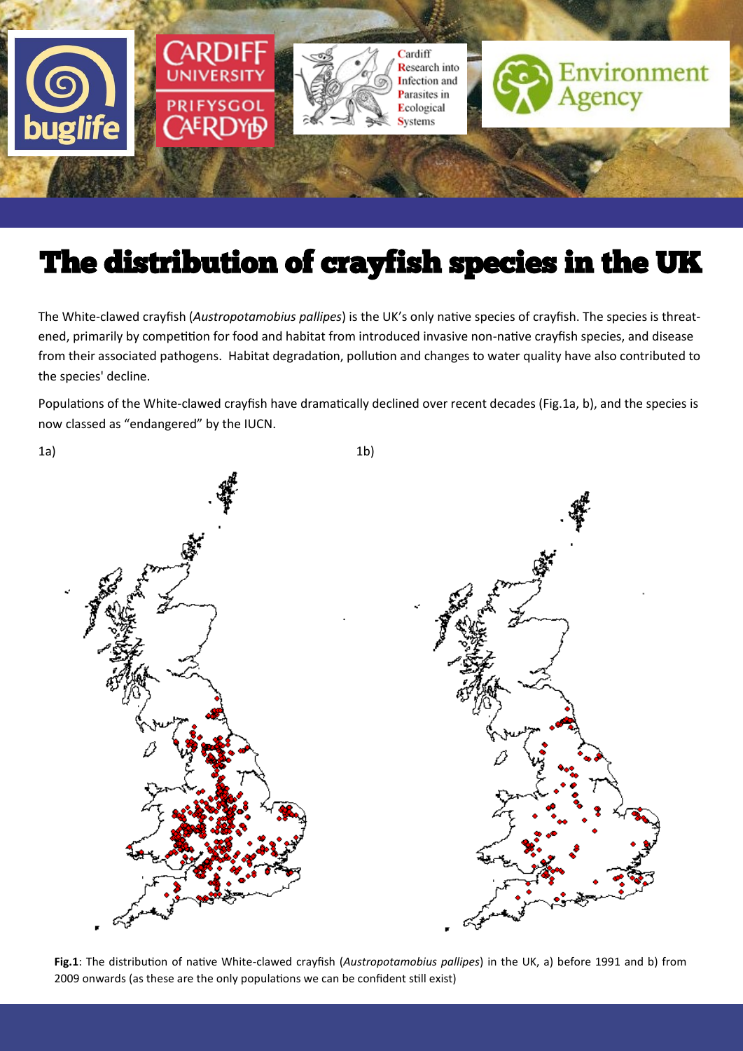# The distribution of crayfish species in the UK

The White-clawed crayfish (*Austropotamobius pallipes*) is the UK's only native species of crayfish. The species is threatened, primarily by competition for food and habitat from introduced invasive non-native crayfish species, and disease from their associated pathogens. Habitat degradation, pollution and changes to water quality have also contributed to the species' decline.

Populations of the White-clawed crayfish have dramatically declined over recent decades (Fig.1a, b), and the species is now classed as "endangered" by the IUCN.

1a) 1b)

**Fig.1**: The distribution of native White-clawed crayfish (*Austropotamobius pallipes*) in the UK, a) before 1991 and b) from 2009 onwards (as these are the only populations we can be confident still exist)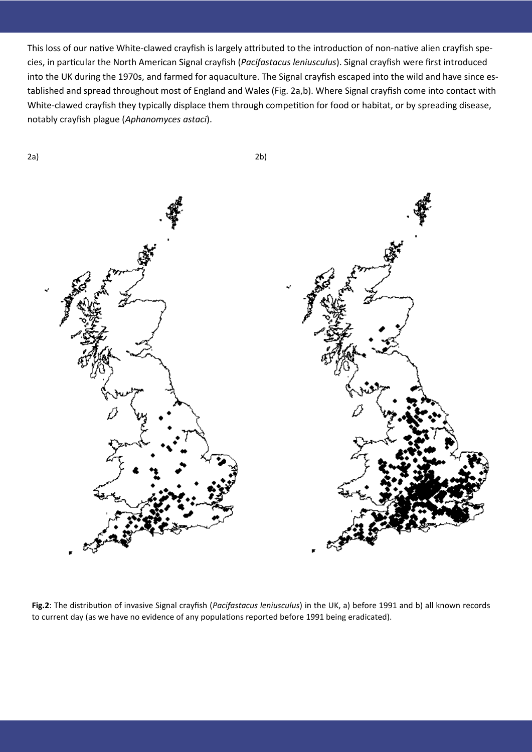This loss of our native White-clawed crayfish is largely attributed to the introduction of non-native alien crayfish species, in particular the North American Signal crayfish (*Pacifastacus leniusculus*). Signal crayfish were first introduced into the UK during the 1970s, and farmed for aquaculture. The Signal crayfish escaped into the wild and have since established and spread throughout most of England and Wales (Fig. 2a,b). Where Signal crayfish come into contact with White-clawed crayfish they typically displace them through competition for food or habitat, or by spreading disease, notably crayfish plague (*Aphanomyces astaci*).

2a) 2b)

**Fig.2**: The distribution of invasive Signal crayfish (*Pacifastacus leniusculus*) in the UK, a) before 1991 and b) all known records to current day (as we have no evidence of any populations reported before 1991 being eradicated).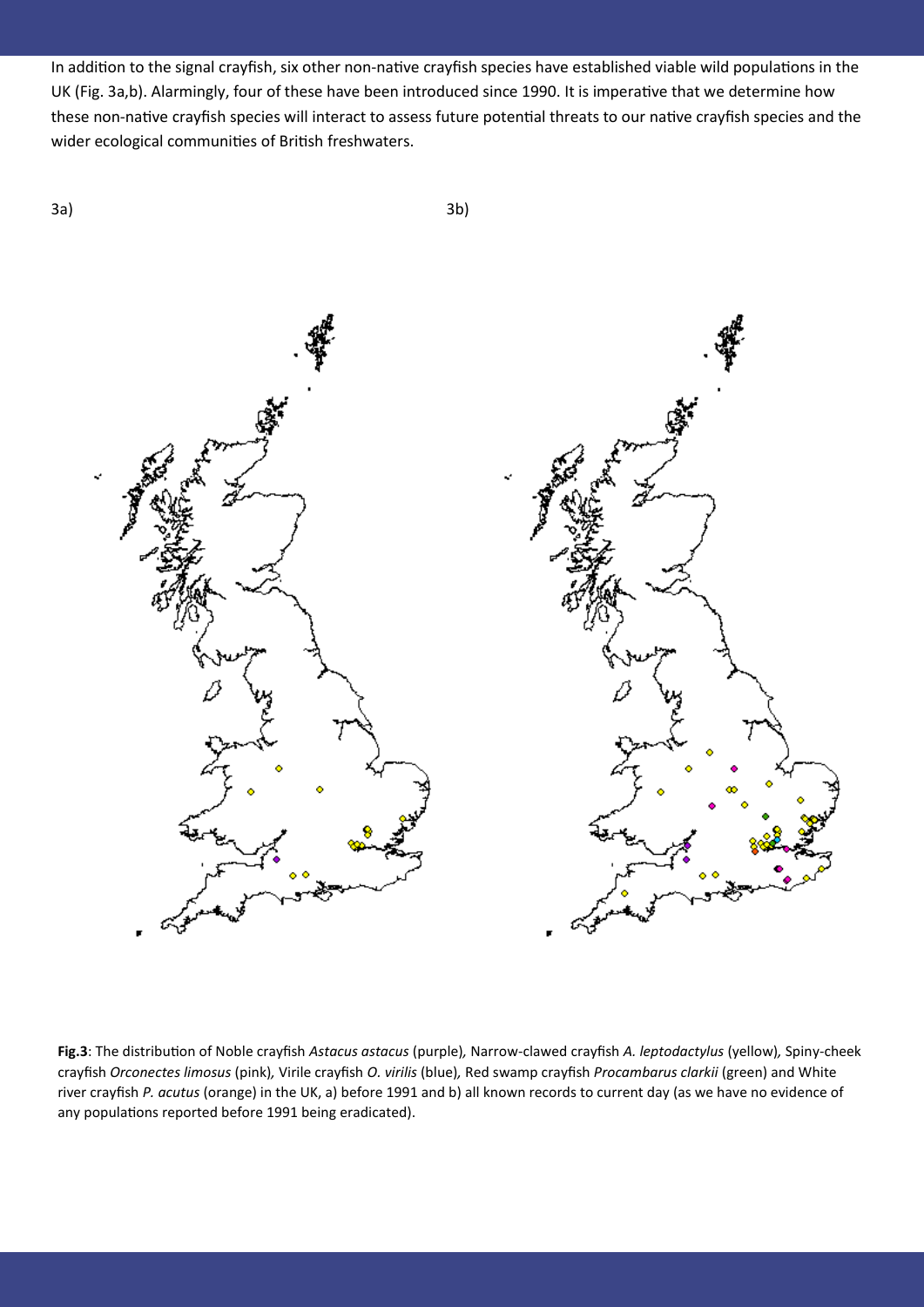In addition to the signal crayfish, six other non-native crayfish species have established viable wild populations in the UK (Fig. 3a,b). Alarmingly, four of these have been introduced since 1990. It is imperative that we determine how these non-native crayfish species will interact to assess future potential threats to our native crayfish species and the wider ecological communities of British freshwaters.

3a) 3b)

**Fig.3**: The distribution of Noble crayfish *Astacus astacus* (purple), Narrow-clawed crayfish *A. leptodactylus* (yellow), Spiny-cheek crayfish *Orconectes limosus* (pink), Virile crayfish *O. virilis* (blue), Red swamp crayfish *Procambarus clarkii* (green) and White river crayfish *P. acutus* (orange) in the UK, a) before 1991 and b) all known records to current day (as we have no evidence of any populations reported before 1991 being eradicated).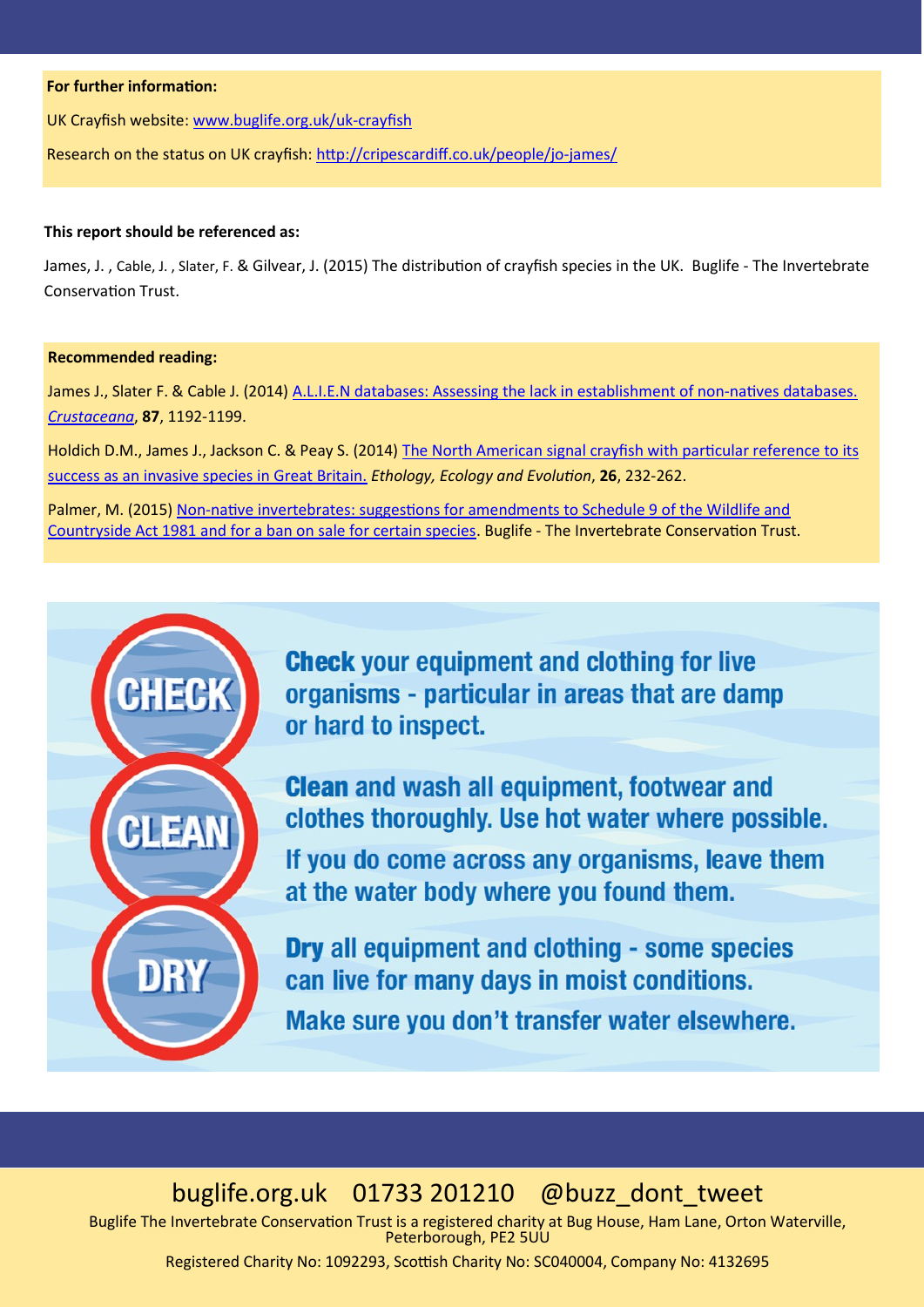**For further information:**

UK Crayfish website: [www.buglife.org.uk/uk-crayfish](www.buglife.org.uk/uk-crayfish)

Research on the status on UK crayfish: [http://cripescardiff.co.uk/people/jo-james/](http://cripescardiff.co.uk/people/jo-james/)

**This report should be referenced as:**

James, J. , Cable, J. , Slater, F. & Gilvear, J. (2015) The distribution of crayfish species in the UK. Buglife - The Invertebrate Conservation Trust.

**Recommended reading:**

James J., Slater F. & Cable J. (2014) A.L.I.E.N databases: Assessing the lack in establishment of non-natives databases. *Crustaceana*, **87**, 1192-1199.

Holdich D.M., James J., Jackson C. & Peay S. (2014) The North American signal crayfish with particular reference to its success as an invasive species in Great Britain. *Ethology, Ecology and Evolution*, **26**, 232-262.

Palmer, M. (2015) Non-native invertebrates: suggestions for amendments to Schedule 9 of the Wildlife and Countryside Act 1981 and for a ban on sale for certain species. Buglife - The Invertebrate Conservation Trust.

CHECK

CLEAN

DRY

**Check** your equipment and clothing for live organisms - particular in areas that are damp or hard to inspect.

**Clean** and wash all equipment, footwear and clothes thoroughly. Use hot water where possible.

If you do come across any organisms, leave them at the water body where you found them.

**Dry** all equipment and clothing - some species can live for many days in moist conditions.

Make sure you don't transfer water elsewhere.

buglife.org.uk 01733 201210 @buzz_dont_tweet

Buglife The Invertebrate Conservation Trust is a registered charity at Bug House, Ham Lane, Orton Waterville, Peterborough, PE2 5UU

Registered Charity No: 1092293, Scottish Charity No: SC040004, Company No: 4132695